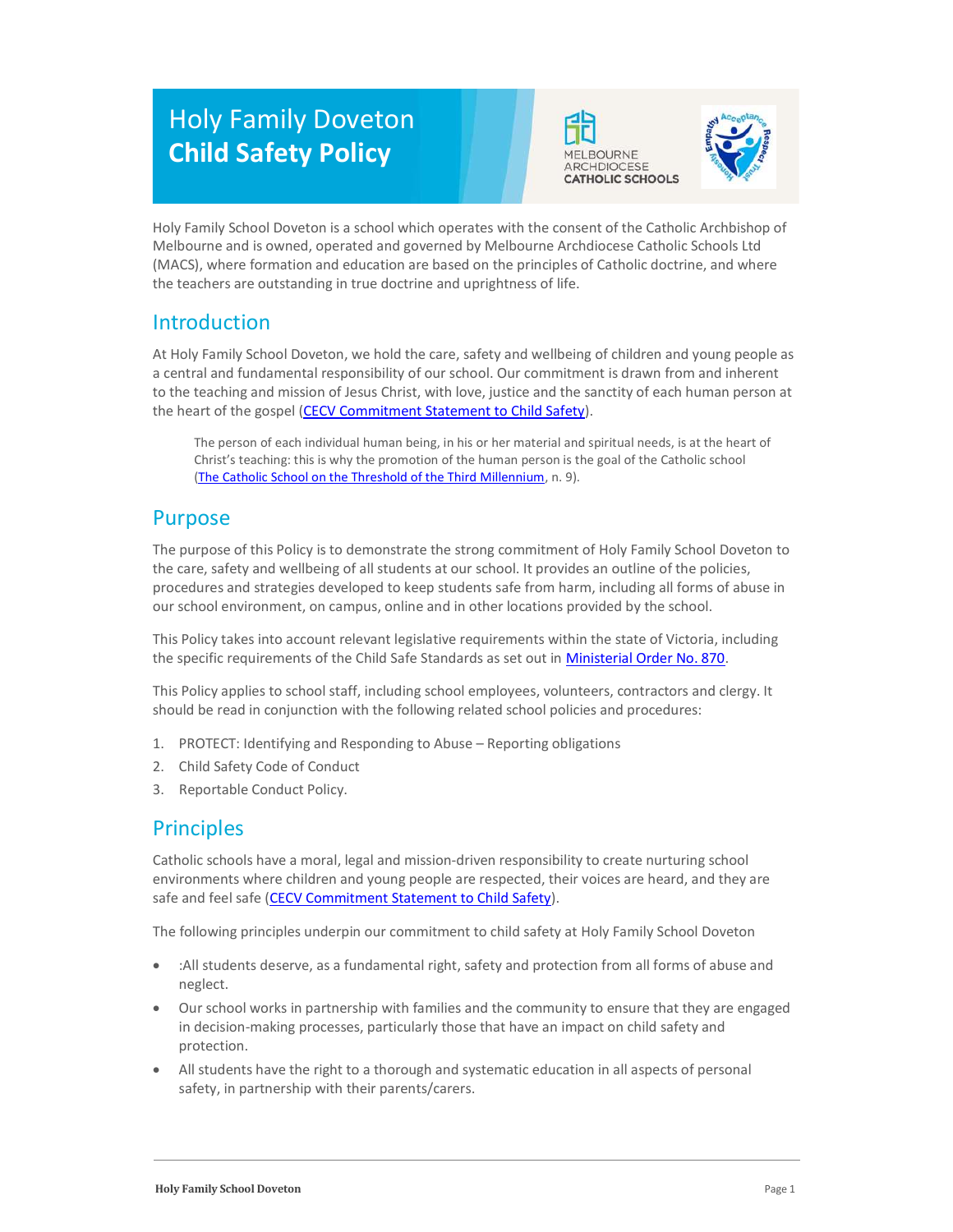# Holy Family Doveton
# **Child Safety Policy**

MELBOURNE ARCHDIOCESE CATHOLIC SCHOOLS

Holy Family School Doveton is a school which operates with the consent of the Catholic Archbishop of Melbourne and is owned, operated and governed by Melbourne Archdiocese Catholic Schools Ltd (MACS), where formation and education are based on the principles of Catholic doctrine, and where the teachers are outstanding in true doctrine and uprightness of life.

## Introduction

At Holy Family School Doveton, we hold the care, safety and wellbeing of children and young people as a central and fundamental responsibility of our school. Our commitment is drawn from and inherent to the teaching and mission of Jesus Christ, with love, justice and the sanctity of each human person at the heart of the gospel (CECV Commitment Statement to Child Safety).

> The person of each individual human being, in his or her material and spiritual needs, is at the heart of Christ's teaching: this is why the promotion of the human person is the goal of the Catholic school (The Catholic School on the Threshold of the Third Millennium, n. 9).

## Purpose

The purpose of this Policy is to demonstrate the strong commitment of Holy Family School Doveton to the care, safety and wellbeing of all students at our school. It provides an outline of the policies, procedures and strategies developed to keep students safe from harm, including all forms of abuse in our school environment, on campus, online and in other locations provided by the school.

This Policy takes into account relevant legislative requirements within the state of Victoria, including the specific requirements of the Child Safe Standards as set out in Ministerial Order No. 870.

This Policy applies to school staff, including school employees, volunteers, contractors and clergy. It should be read in conjunction with the following related school policies and procedures:

1. PROTECT: Identifying and Responding to Abuse – Reporting obligations
2. Child Safety Code of Conduct
3. Reportable Conduct Policy.

## Principles

Catholic schools have a moral, legal and mission-driven responsibility to create nurturing school environments where children and young people are respected, their voices are heard, and they are safe and feel safe (CECV Commitment Statement to Child Safety).

The following principles underpin our commitment to child safety at Holy Family School Doveton

- :All students deserve, as a fundamental right, safety and protection from all forms of abuse and neglect.
- Our school works in partnership with families and the community to ensure that they are engaged in decision-making processes, particularly those that have an impact on child safety and protection.
- All students have the right to a thorough and systematic education in all aspects of personal safety, in partnership with their parents/carers.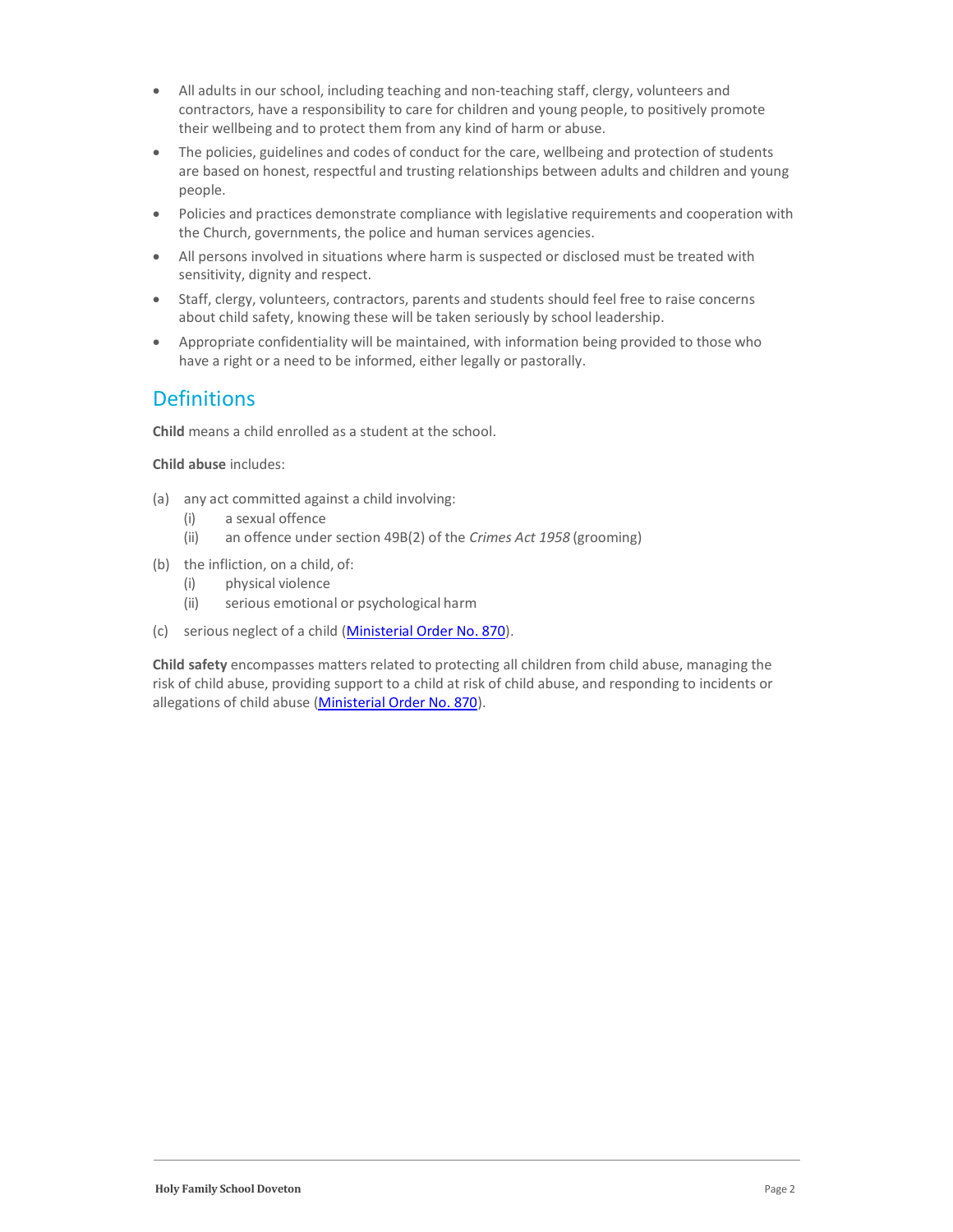- All adults in our school, including teaching and non-teaching staff, clergy, volunteers and contractors, have a responsibility to care for children and young people, to positively promote their wellbeing and to protect them from any kind of harm or abuse.
- The policies, guidelines and codes of conduct for the care, wellbeing and protection of students are based on honest, respectful and trusting relationships between adults and children and young people.
- Policies and practices demonstrate compliance with legislative requirements and cooperation with the Church, governments, the police and human services agencies.
- All persons involved in situations where harm is suspected or disclosed must be treated with sensitivity, dignity and respect.
- Staff, clergy, volunteers, contractors, parents and students should feel free to raise concerns about child safety, knowing these will be taken seriously by school leadership.
- Appropriate confidentiality will be maintained, with information being provided to those who have a right or a need to be informed, either legally or pastorally.

## Definitions

**Child** means a child enrolled as a student at the school.

**Child abuse** includes:

(a) any act committed against a child involving:
  - (i) a sexual offence
  - (ii) an offence under section 49B(2) of the *Crimes Act 1958* (grooming)

(b) the infliction, on a child, of:
  - (i) physical violence
  - (ii) serious emotional or psychological harm

(c) serious neglect of a child (Ministerial Order No. 870).

**Child safety** encompasses matters related to protecting all children from child abuse, managing the risk of child abuse, providing support to a child at risk of child abuse, and responding to incidents or allegations of child abuse (Ministerial Order No. 870).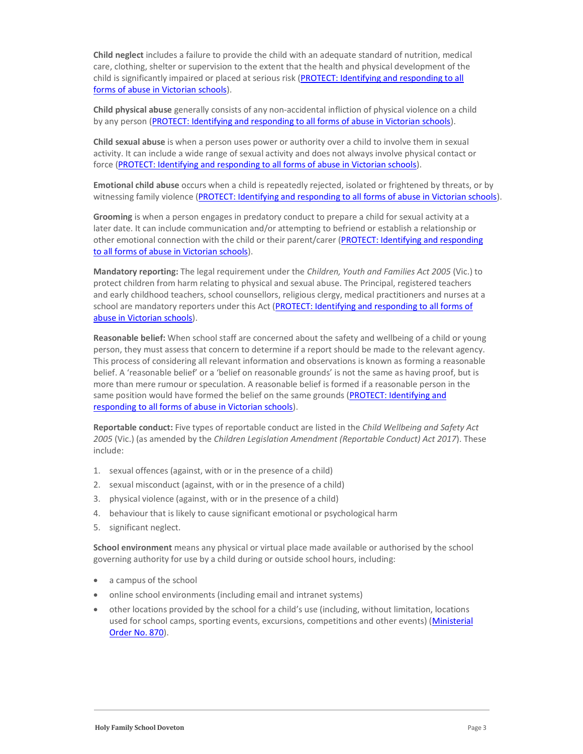**Child neglect** includes a failure to provide the child with an adequate standard of nutrition, medical care, clothing, shelter or supervision to the extent that the health and physical development of the child is significantly impaired or placed at serious risk ([PROTECT: Identifying and responding to all forms of abuse in Victorian schools]()).

**Child physical abuse** generally consists of any non-accidental infliction of physical violence on a child by any person ([PROTECT: Identifying and responding to all forms of abuse in Victorian schools]()).

**Child sexual abuse** is when a person uses power or authority over a child to involve them in sexual activity. It can include a wide range of sexual activity and does not always involve physical contact or force ([PROTECT: Identifying and responding to all forms of abuse in Victorian schools]()).

**Emotional child abuse** occurs when a child is repeatedly rejected, isolated or frightened by threats, or by witnessing family violence ([PROTECT: Identifying and responding to all forms of abuse in Victorian schools]()).

**Grooming** is when a person engages in predatory conduct to prepare a child for sexual activity at a later date. It can include communication and/or attempting to befriend or establish a relationship or other emotional connection with the child or their parent/carer ([PROTECT: Identifying and responding to all forms of abuse in Victorian schools]()).

**Mandatory reporting:** The legal requirement under the *Children, Youth and Families Act 2005* (Vic.) to protect children from harm relating to physical and sexual abuse. The Principal, registered teachers and early childhood teachers, school counsellors, religious clergy, medical practitioners and nurses at a school are mandatory reporters under this Act ([PROTECT: Identifying and responding to all forms of abuse in Victorian schools]()).

**Reasonable belief:** When school staff are concerned about the safety and wellbeing of a child or young person, they must assess that concern to determine if a report should be made to the relevant agency. This process of considering all relevant information and observations is known as forming a reasonable belief. A 'reasonable belief' or a 'belief on reasonable grounds' is not the same as having proof, but is more than mere rumour or speculation. A reasonable belief is formed if a reasonable person in the same position would have formed the belief on the same grounds ([PROTECT: Identifying and responding to all forms of abuse in Victorian schools]()).

**Reportable conduct:** Five types of reportable conduct are listed in the *Child Wellbeing and Safety Act 2005* (Vic.) (as amended by the *Children Legislation Amendment (Reportable Conduct) Act 2017*). These include:

1. sexual offences (against, with or in the presence of a child)
2. sexual misconduct (against, with or in the presence of a child)
3. physical violence (against, with or in the presence of a child)
4. behaviour that is likely to cause significant emotional or psychological harm
5. significant neglect.

**School environment** means any physical or virtual place made available or authorised by the school governing authority for use by a child during or outside school hours, including:

- a campus of the school
- online school environments (including email and intranet systems)
- other locations provided by the school for a child's use (including, without limitation, locations used for school camps, sporting events, excursions, competitions and other events) ([Ministerial Order No. 870]()).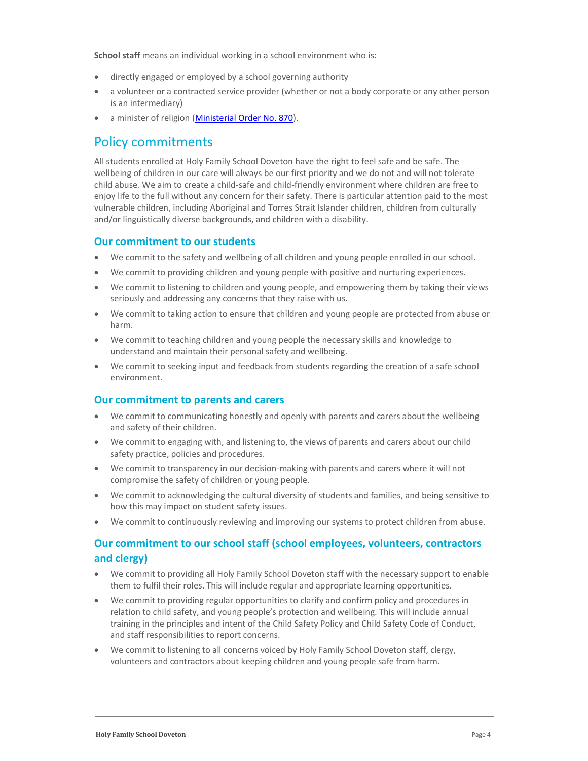**School staff** means an individual working in a school environment who is:

- directly engaged or employed by a school governing authority
- a volunteer or a contracted service provider (whether or not a body corporate or any other person is an intermediary)
- a minister of religion ([Ministerial Order No. 870](Ministerial Order No. 870)).

## Policy commitments

All students enrolled at Holy Family School Doveton have the right to feel safe and be safe. The wellbeing of children in our care will always be our first priority and we do not and will not tolerate child abuse. We aim to create a child-safe and child-friendly environment where children are free to enjoy life to the full without any concern for their safety. There is particular attention paid to the most vulnerable children, including Aboriginal and Torres Strait Islander children, children from culturally and/or linguistically diverse backgrounds, and children with a disability.

### Our commitment to our students

- We commit to the safety and wellbeing of all children and young people enrolled in our school.
- We commit to providing children and young people with positive and nurturing experiences.
- We commit to listening to children and young people, and empowering them by taking their views seriously and addressing any concerns that they raise with us.
- We commit to taking action to ensure that children and young people are protected from abuse or harm.
- We commit to teaching children and young people the necessary skills and knowledge to understand and maintain their personal safety and wellbeing.
- We commit to seeking input and feedback from students regarding the creation of a safe school environment.

### Our commitment to parents and carers

- We commit to communicating honestly and openly with parents and carers about the wellbeing and safety of their children.
- We commit to engaging with, and listening to, the views of parents and carers about our child safety practice, policies and procedures.
- We commit to transparency in our decision-making with parents and carers where it will not compromise the safety of children or young people.
- We commit to acknowledging the cultural diversity of students and families, and being sensitive to how this may impact on student safety issues.
- We commit to continuously reviewing and improving our systems to protect children from abuse.

### Our commitment to our school staff (school employees, volunteers, contractors and clergy)

- We commit to providing all Holy Family School Doveton staff with the necessary support to enable them to fulfil their roles. This will include regular and appropriate learning opportunities.
- We commit to providing regular opportunities to clarify and confirm policy and procedures in relation to child safety, and young people's protection and wellbeing. This will include annual training in the principles and intent of the Child Safety Policy and Child Safety Code of Conduct, and staff responsibilities to report concerns.
- We commit to listening to all concerns voiced by Holy Family School Doveton staff, clergy, volunteers and contractors about keeping children and young people safe from harm.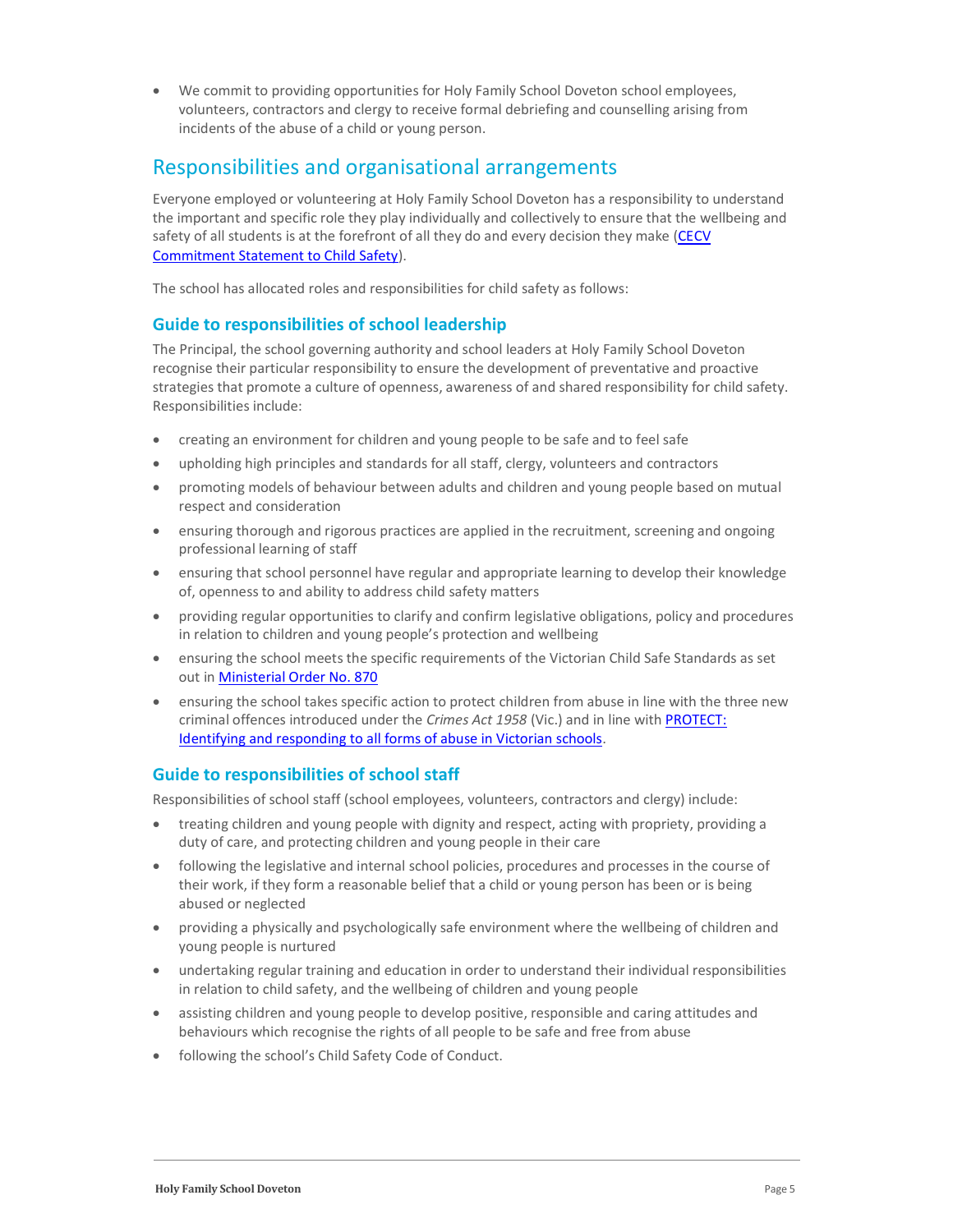- We commit to providing opportunities for Holy Family School Doveton school employees, volunteers, contractors and clergy to receive formal debriefing and counselling arising from incidents of the abuse of a child or young person.

## Responsibilities and organisational arrangements

Everyone employed or volunteering at Holy Family School Doveton has a responsibility to understand the important and specific role they play individually and collectively to ensure that the wellbeing and safety of all students is at the forefront of all they do and every decision they make (CECV Commitment Statement to Child Safety).

The school has allocated roles and responsibilities for child safety as follows:

### Guide to responsibilities of school leadership

The Principal, the school governing authority and school leaders at Holy Family School Doveton recognise their particular responsibility to ensure the development of preventative and proactive strategies that promote a culture of openness, awareness of and shared responsibility for child safety. Responsibilities include:

- creating an environment for children and young people to be safe and to feel safe
- upholding high principles and standards for all staff, clergy, volunteers and contractors
- promoting models of behaviour between adults and children and young people based on mutual respect and consideration
- ensuring thorough and rigorous practices are applied in the recruitment, screening and ongoing professional learning of staff
- ensuring that school personnel have regular and appropriate learning to develop their knowledge of, openness to and ability to address child safety matters
- providing regular opportunities to clarify and confirm legislative obligations, policy and procedures in relation to children and young people's protection and wellbeing
- ensuring the school meets the specific requirements of the Victorian Child Safe Standards as set out in Ministerial Order No. 870
- ensuring the school takes specific action to protect children from abuse in line with the three new criminal offences introduced under the *Crimes Act 1958* (Vic.) and in line with PROTECT: Identifying and responding to all forms of abuse in Victorian schools.

### Guide to responsibilities of school staff

Responsibilities of school staff (school employees, volunteers, contractors and clergy) include:

- treating children and young people with dignity and respect, acting with propriety, providing a duty of care, and protecting children and young people in their care
- following the legislative and internal school policies, procedures and processes in the course of their work, if they form a reasonable belief that a child or young person has been or is being abused or neglected
- providing a physically and psychologically safe environment where the wellbeing of children and young people is nurtured
- undertaking regular training and education in order to understand their individual responsibilities in relation to child safety, and the wellbeing of children and young people
- assisting children and young people to develop positive, responsible and caring attitudes and behaviours which recognise the rights of all people to be safe and free from abuse
- following the school's Child Safety Code of Conduct.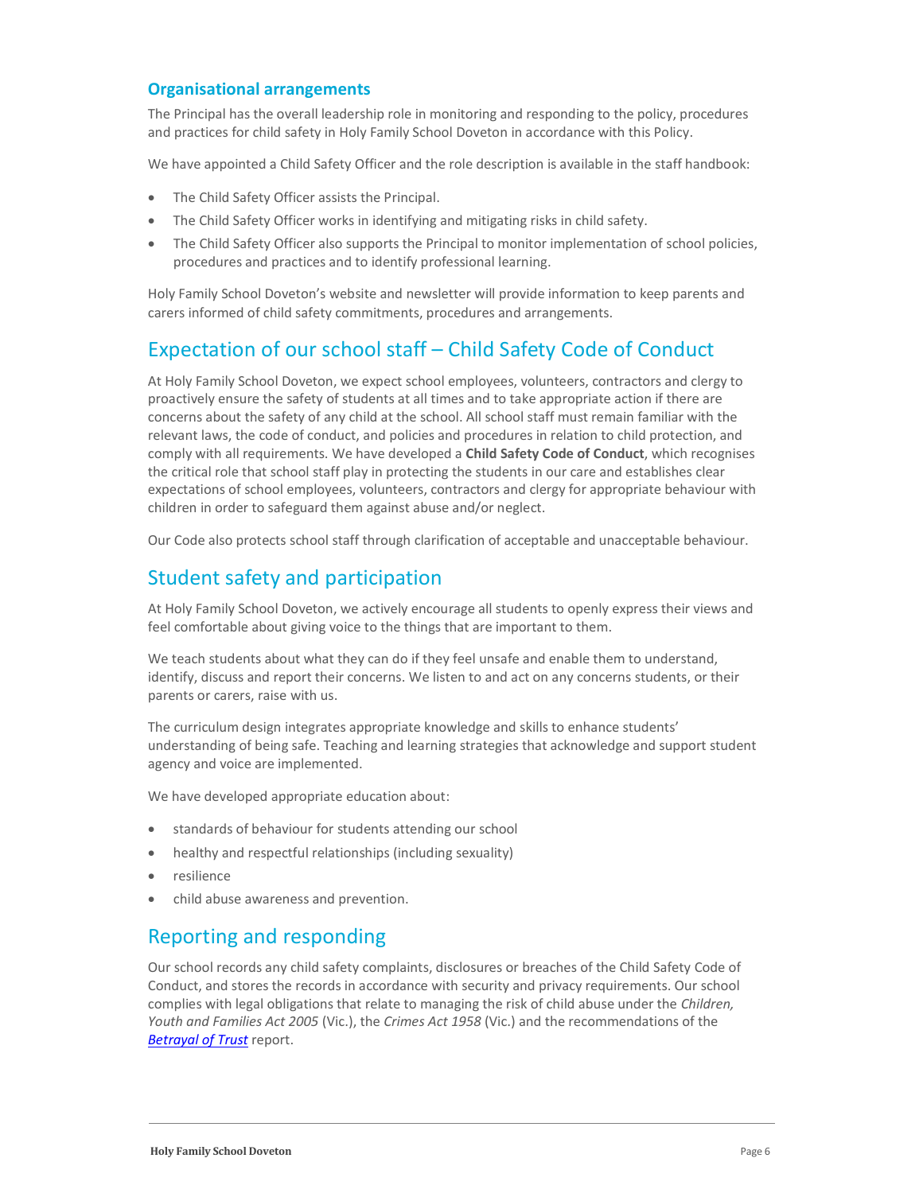### Organisational arrangements

The Principal has the overall leadership role in monitoring and responding to the policy, procedures and practices for child safety in Holy Family School Doveton in accordance with this Policy.

We have appointed a Child Safety Officer and the role description is available in the staff handbook:

- The Child Safety Officer assists the Principal.
- The Child Safety Officer works in identifying and mitigating risks in child safety.
- The Child Safety Officer also supports the Principal to monitor implementation of school policies, procedures and practices and to identify professional learning.

Holy Family School Doveton's website and newsletter will provide information to keep parents and carers informed of child safety commitments, procedures and arrangements.

## Expectation of our school staff – Child Safety Code of Conduct

At Holy Family School Doveton, we expect school employees, volunteers, contractors and clergy to proactively ensure the safety of students at all times and to take appropriate action if there are concerns about the safety of any child at the school. All school staff must remain familiar with the relevant laws, the code of conduct, and policies and procedures in relation to child protection, and comply with all requirements. We have developed a **Child Safety Code of Conduct**, which recognises the critical role that school staff play in protecting the students in our care and establishes clear expectations of school employees, volunteers, contractors and clergy for appropriate behaviour with children in order to safeguard them against abuse and/or neglect.

Our Code also protects school staff through clarification of acceptable and unacceptable behaviour.

## Student safety and participation

At Holy Family School Doveton, we actively encourage all students to openly express their views and feel comfortable about giving voice to the things that are important to them.

We teach students about what they can do if they feel unsafe and enable them to understand, identify, discuss and report their concerns. We listen to and act on any concerns students, or their parents or carers, raise with us.

The curriculum design integrates appropriate knowledge and skills to enhance students' understanding of being safe. Teaching and learning strategies that acknowledge and support student agency and voice are implemented.

We have developed appropriate education about:

- standards of behaviour for students attending our school
- healthy and respectful relationships (including sexuality)
- resilience
- child abuse awareness and prevention.

## Reporting and responding

Our school records any child safety complaints, disclosures or breaches of the Child Safety Code of Conduct, and stores the records in accordance with security and privacy requirements. Our school complies with legal obligations that relate to managing the risk of child abuse under the *Children, Youth and Families Act 2005* (Vic.), the *Crimes Act 1958* (Vic.) and the recommendations of the *Betrayal of Trust* report.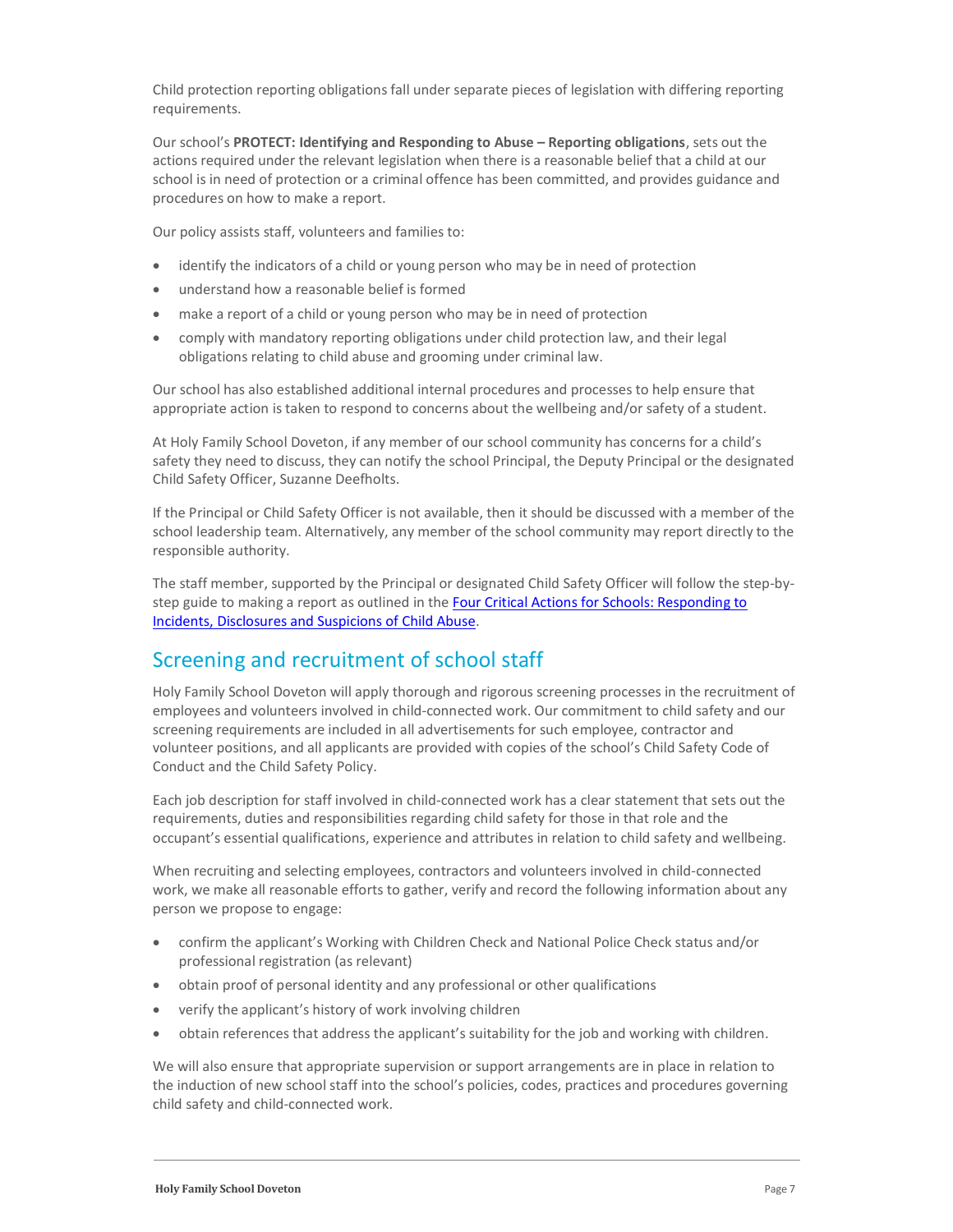Child protection reporting obligations fall under separate pieces of legislation with differing reporting requirements.

Our school's **PROTECT: Identifying and Responding to Abuse – Reporting obligations**, sets out the actions required under the relevant legislation when there is a reasonable belief that a child at our school is in need of protection or a criminal offence has been committed, and provides guidance and procedures on how to make a report.

Our policy assists staff, volunteers and families to:

- identify the indicators of a child or young person who may be in need of protection
- understand how a reasonable belief is formed
- make a report of a child or young person who may be in need of protection
- comply with mandatory reporting obligations under child protection law, and their legal obligations relating to child abuse and grooming under criminal law.

Our school has also established additional internal procedures and processes to help ensure that appropriate action is taken to respond to concerns about the wellbeing and/or safety of a student.

At Holy Family School Doveton, if any member of our school community has concerns for a child's safety they need to discuss, they can notify the school Principal, the Deputy Principal or the designated Child Safety Officer, Suzanne Deefholts.

If the Principal or Child Safety Officer is not available, then it should be discussed with a member of the school leadership team. Alternatively, any member of the school community may report directly to the responsible authority.

The staff member, supported by the Principal or designated Child Safety Officer will follow the step-by-step guide to making a report as outlined in the Four Critical Actions for Schools: Responding to Incidents, Disclosures and Suspicions of Child Abuse.

## Screening and recruitment of school staff

Holy Family School Doveton will apply thorough and rigorous screening processes in the recruitment of employees and volunteers involved in child-connected work. Our commitment to child safety and our screening requirements are included in all advertisements for such employee, contractor and volunteer positions, and all applicants are provided with copies of the school's Child Safety Code of Conduct and the Child Safety Policy.

Each job description for staff involved in child-connected work has a clear statement that sets out the requirements, duties and responsibilities regarding child safety for those in that role and the occupant's essential qualifications, experience and attributes in relation to child safety and wellbeing.

When recruiting and selecting employees, contractors and volunteers involved in child-connected work, we make all reasonable efforts to gather, verify and record the following information about any person we propose to engage:

- confirm the applicant's Working with Children Check and National Police Check status and/or professional registration (as relevant)
- obtain proof of personal identity and any professional or other qualifications
- verify the applicant's history of work involving children
- obtain references that address the applicant's suitability for the job and working with children.

We will also ensure that appropriate supervision or support arrangements are in place in relation to the induction of new school staff into the school's policies, codes, practices and procedures governing child safety and child-connected work.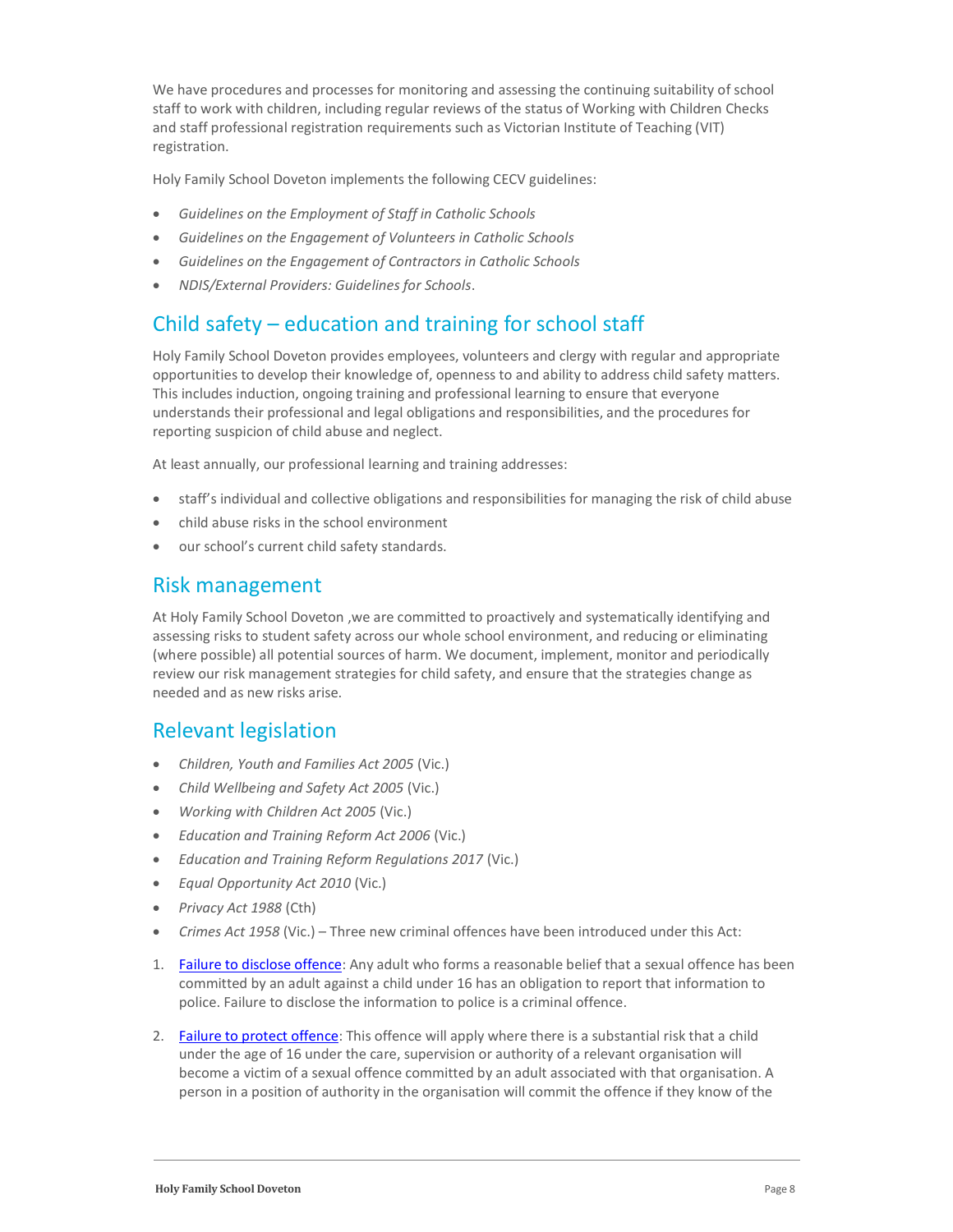We have procedures and processes for monitoring and assessing the continuing suitability of school staff to work with children, including regular reviews of the status of Working with Children Checks and staff professional registration requirements such as Victorian Institute of Teaching (VIT) registration.

Holy Family School Doveton implements the following CECV guidelines:

- *Guidelines on the Employment of Staff in Catholic Schools*
- *Guidelines on the Engagement of Volunteers in Catholic Schools*
- *Guidelines on the Engagement of Contractors in Catholic Schools*
- *NDIS/External Providers: Guidelines for Schools*.

## Child safety – education and training for school staff

Holy Family School Doveton provides employees, volunteers and clergy with regular and appropriate opportunities to develop their knowledge of, openness to and ability to address child safety matters. This includes induction, ongoing training and professional learning to ensure that everyone understands their professional and legal obligations and responsibilities, and the procedures for reporting suspicion of child abuse and neglect.

At least annually, our professional learning and training addresses:

- staff's individual and collective obligations and responsibilities for managing the risk of child abuse
- child abuse risks in the school environment
- our school's current child safety standards.

## Risk management

At Holy Family School Doveton ,we are committed to proactively and systematically identifying and assessing risks to student safety across our whole school environment, and reducing or eliminating (where possible) all potential sources of harm. We document, implement, monitor and periodically review our risk management strategies for child safety, and ensure that the strategies change as needed and as new risks arise.

## Relevant legislation

- *Children, Youth and Families Act 2005* (Vic.)
- *Child Wellbeing and Safety Act 2005* (Vic.)
- *Working with Children Act 2005* (Vic.)
- *Education and Training Reform Act 2006* (Vic.)
- *Education and Training Reform Regulations 2017* (Vic.)
- *Equal Opportunity Act 2010* (Vic.)
- *Privacy Act 1988* (Cth)
- *Crimes Act 1958* (Vic.) – Three new criminal offences have been introduced under this Act:

1. Failure to disclose offence: Any adult who forms a reasonable belief that a sexual offence has been committed by an adult against a child under 16 has an obligation to report that information to police. Failure to disclose the information to police is a criminal offence.
2. Failure to protect offence: This offence will apply where there is a substantial risk that a child under the age of 16 under the care, supervision or authority of a relevant organisation will become a victim of a sexual offence committed by an adult associated with that organisation. A person in a position of authority in the organisation will commit the offence if they know of the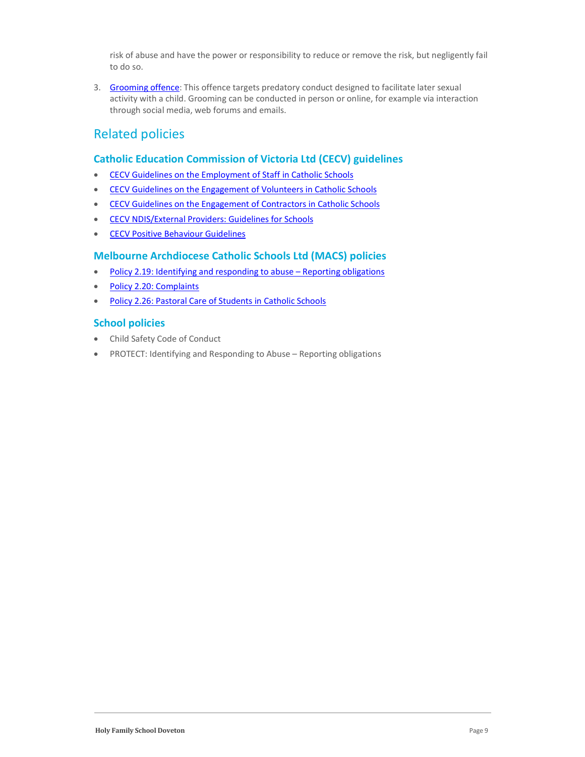risk of abuse and have the power or responsibility to reduce or remove the risk, but negligently fail to do so.

3. Grooming offence: This offence targets predatory conduct designed to facilitate later sexual activity with a child. Grooming can be conducted in person or online, for example via interaction through social media, web forums and emails.

## Related policies

### Catholic Education Commission of Victoria Ltd (CECV) guidelines

- CECV Guidelines on the Employment of Staff in Catholic Schools
- CECV Guidelines on the Engagement of Volunteers in Catholic Schools
- CECV Guidelines on the Engagement of Contractors in Catholic Schools
- CECV NDIS/External Providers: Guidelines for Schools
- CECV Positive Behaviour Guidelines

### Melbourne Archdiocese Catholic Schools Ltd (MACS) policies

- Policy 2.19: Identifying and responding to abuse – Reporting obligations
- Policy 2.20: Complaints
- Policy 2.26: Pastoral Care of Students in Catholic Schools

### School policies

- Child Safety Code of Conduct
- PROTECT: Identifying and Responding to Abuse – Reporting obligations